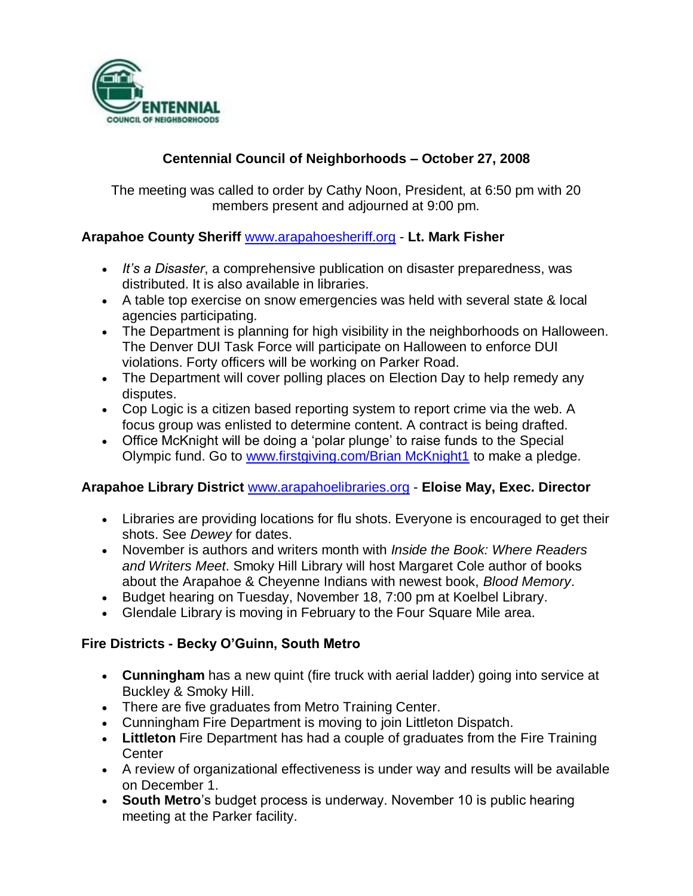# Centennial Council of Neighborhoods – October 27, 2008

The meeting was called to order by Cathy Noon, President, at 6:50 pm with 20 members present and adjourned at 9:00 pm.

### Arapahoe County Sheriff www.arapahoesheriff.org - Lt. Mark Fisher

- *It's a Disaster*, a comprehensive publication on disaster preparedness, was distributed. It is also available in libraries.
- A table top exercise on snow emergencies was held with several state & local agencies participating.
- The Department is planning for high visibility in the neighborhoods on Halloween. The Denver DUI Task Force will participate on Halloween to enforce DUI violations. Forty officers will be working on Parker Road.
- The Department will cover polling places on Election Day to help remedy any disputes.
- Cop Logic is a citizen based reporting system to report crime via the web. A focus group was enlisted to determine content. A contract is being drafted.
- Office McKnight will be doing a 'polar plunge' to raise funds to the Special Olympic fund. Go to www.firstgiving.com/Brian McKnight1 to make a pledge.

### Arapahoe Library District www.arapahoelibraries.org - Eloise May, Exec. Director

- Libraries are providing locations for flu shots. Everyone is encouraged to get their shots. See *Dewey* for dates.
- November is authors and writers month with *Inside the Book: Where Readers and Writers Meet*. Smoky Hill Library will host Margaret Cole author of books about the Arapahoe & Cheyenne Indians with newest book, *Blood Memory*.
- Budget hearing on Tuesday, November 18, 7:00 pm at Koelbel Library.
- Glendale Library is moving in February to the Four Square Mile area.

### Fire Districts - Becky O'Guinn, South Metro

- **Cunningham** has a new quint (fire truck with aerial ladder) going into service at Buckley & Smoky Hill.
- There are five graduates from Metro Training Center.
- Cunningham Fire Department is moving to join Littleton Dispatch.
- **Littleton** Fire Department has had a couple of graduates from the Fire Training Center
- A review of organizational effectiveness is under way and results will be available on December 1.
- **South Metro**'s budget process is underway. November 10 is public hearing meeting at the Parker facility.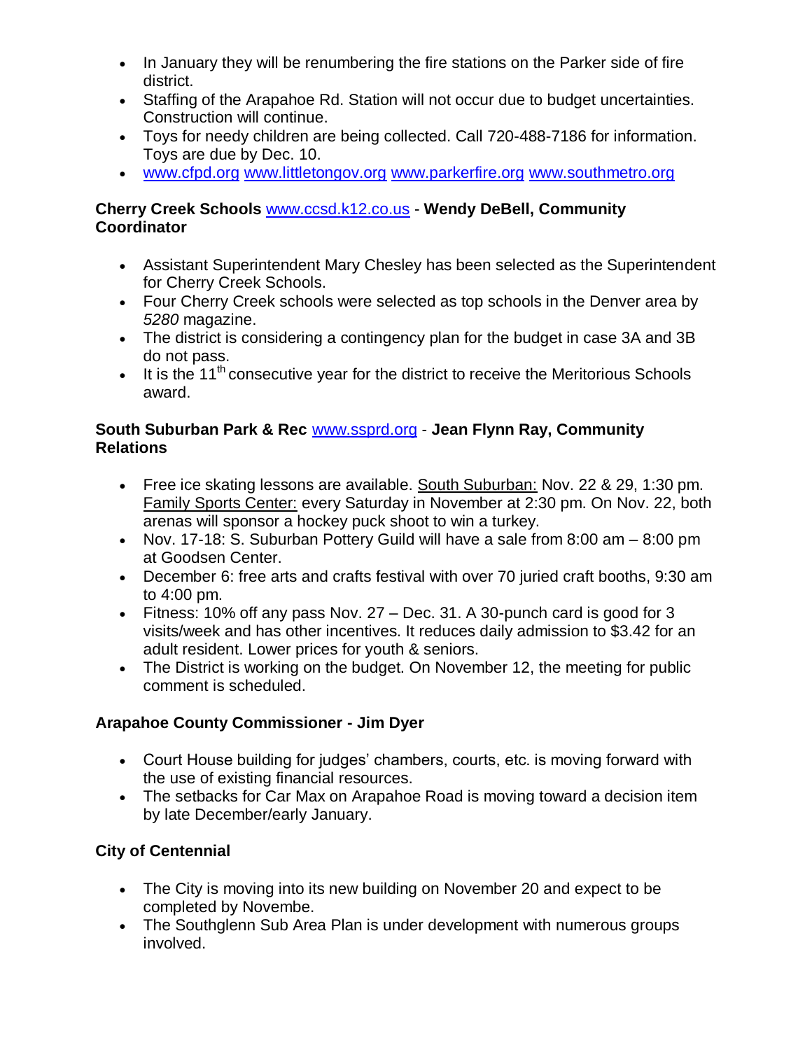- In January they will be renumbering the fire stations on the Parker side of fire district.
- Staffing of the Arapahoe Rd. Station will not occur due to budget uncertainties. Construction will continue.
- Toys for needy children are being collected. Call 720-488-7186 for information. Toys are due by Dec. 10.
- www.cfpd.org www.littletongov.org www.parkerfire.org www.southmetro.org

**Cherry Creek Schools** www.ccsd.k12.co.us - **Wendy DeBell, Community Coordinator**

- Assistant Superintendent Mary Chesley has been selected as the Superintendent for Cherry Creek Schools.
- Four Cherry Creek schools were selected as top schools in the Denver area by *5280* magazine.
- The district is considering a contingency plan for the budget in case 3A and 3B do not pass.
- It is the 11th consecutive year for the district to receive the Meritorious Schools award.

**South Suburban Park & Rec** www.ssprd.org - **Jean Flynn Ray, Community Relations**

- Free ice skating lessons are available. South Suburban: Nov. 22 & 29, 1:30 pm. Family Sports Center: every Saturday in November at 2:30 pm. On Nov. 22, both arenas will sponsor a hockey puck shoot to win a turkey.
- Nov. 17-18: S. Suburban Pottery Guild will have a sale from 8:00 am – 8:00 pm at Goodsen Center.
- December 6: free arts and crafts festival with over 70 juried craft booths, 9:30 am to 4:00 pm.
- Fitness: 10% off any pass Nov. 27 – Dec. 31. A 30-punch card is good for 3 visits/week and has other incentives. It reduces daily admission to $3.42 for an adult resident. Lower prices for youth & seniors.
- The District is working on the budget. On November 12, the meeting for public comment is scheduled.

**Arapahoe County Commissioner - Jim Dyer**

- Court House building for judges' chambers, courts, etc. is moving forward with the use of existing financial resources.
- The setbacks for Car Max on Arapahoe Road is moving toward a decision item by late December/early January.

**City of Centennial**

- The City is moving into its new building on November 20 and expect to be completed by Novembe.
- The Southglenn Sub Area Plan is under development with numerous groups involved.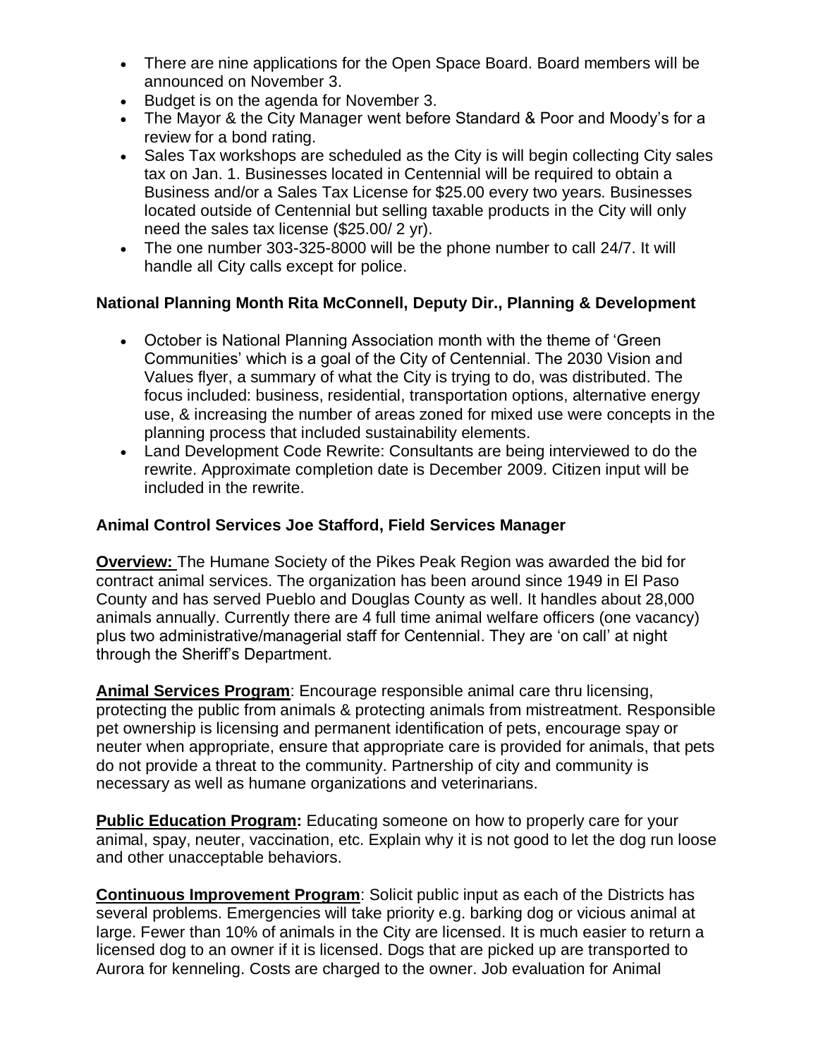- There are nine applications for the Open Space Board. Board members will be announced on November 3.
- Budget is on the agenda for November 3.
- The Mayor & the City Manager went before Standard & Poor and Moody's for a review for a bond rating.
- Sales Tax workshops are scheduled as the City is will begin collecting City sales tax on Jan. 1. Businesses located in Centennial will be required to obtain a Business and/or a Sales Tax License for $25.00 every two years. Businesses located outside of Centennial but selling taxable products in the City will only need the sales tax license ($25.00/ 2 yr).
- The one number 303-325-8000 will be the phone number to call 24/7. It will handle all City calls except for police.

**National Planning Month Rita McConnell, Deputy Dir., Planning & Development**

- October is National Planning Association month with the theme of 'Green Communities' which is a goal of the City of Centennial. The 2030 Vision and Values flyer, a summary of what the City is trying to do, was distributed. The focus included: business, residential, transportation options, alternative energy use, & increasing the number of areas zoned for mixed use were concepts in the planning process that included sustainability elements.
- Land Development Code Rewrite: Consultants are being interviewed to do the rewrite. Approximate completion date is December 2009. Citizen input will be included in the rewrite.

**Animal Control Services Joe Stafford, Field Services Manager**

**Overview:** The Humane Society of the Pikes Peak Region was awarded the bid for contract animal services. The organization has been around since 1949 in El Paso County and has served Pueblo and Douglas County as well. It handles about 28,000 animals annually. Currently there are 4 full time animal welfare officers (one vacancy) plus two administrative/managerial staff for Centennial. They are 'on call' at night through the Sheriff's Department.

**Animal Services Program**: Encourage responsible animal care thru licensing, protecting the public from animals & protecting animals from mistreatment. Responsible pet ownership is licensing and permanent identification of pets, encourage spay or neuter when appropriate, ensure that appropriate care is provided for animals, that pets do not provide a threat to the community. Partnership of city and community is necessary as well as humane organizations and veterinarians.

**Public Education Program:** Educating someone on how to properly care for your animal, spay, neuter, vaccination, etc. Explain why it is not good to let the dog run loose and other unacceptable behaviors.

**Continuous Improvement Program**: Solicit public input as each of the Districts has several problems. Emergencies will take priority e.g. barking dog or vicious animal at large. Fewer than 10% of animals in the City are licensed. It is much easier to return a licensed dog to an owner if it is licensed. Dogs that are picked up are transported to Aurora for kenneling. Costs are charged to the owner. Job evaluation for Animal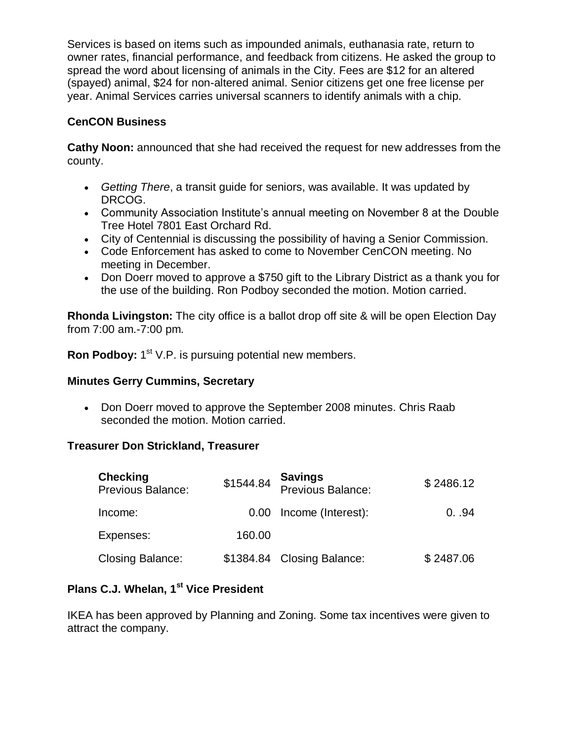Services is based on items such as impounded animals, euthanasia rate, return to owner rates, financial performance, and feedback from citizens. He asked the group to spread the word about licensing of animals in the City. Fees are $12 for an altered (spayed) animal, $24 for non-altered animal. Senior citizens get one free license per year. Animal Services carries universal scanners to identify animals with a chip.

**CenCON Business**

**Cathy Noon:** announced that she had received the request for new addresses from the county.

- *Getting There*, a transit guide for seniors, was available. It was updated by DRCOG.
- Community Association Institute's annual meeting on November 8 at the Double Tree Hotel 7801 East Orchard Rd.
- City of Centennial is discussing the possibility of having a Senior Commission.
- Code Enforcement has asked to come to November CenCON meeting. No meeting in December.
- Don Doerr moved to approve a $750 gift to the Library District as a thank you for the use of the building. Ron Podboy seconded the motion. Motion carried.

**Rhonda Livingston:** The city office is a ballot drop off site & will be open Election Day from 7:00 am.-7:00 pm.

**Ron Podboy:** 1st V.P. is pursuing potential new members.

**Minutes Gerry Cummins, Secretary**

- Don Doerr moved to approve the September 2008 minutes. Chris Raab seconded the motion. Motion carried.

**Treasurer Don Strickland, Treasurer**

| | | | |
|---|---|---|---|
| **Checking** Previous Balance: | $1544.84 | **Savings** Previous Balance: | $ 2486.12 |
| Income: | 0.00 | Income (Interest): | 0. .94 |
| Expenses: | 160.00 | | |
| Closing Balance: | $1384.84 | Closing Balance: | $ 2487.06 |

**Plans C.J. Whelan, 1st Vice President**

IKEA has been approved by Planning and Zoning. Some tax incentives were given to attract the company.